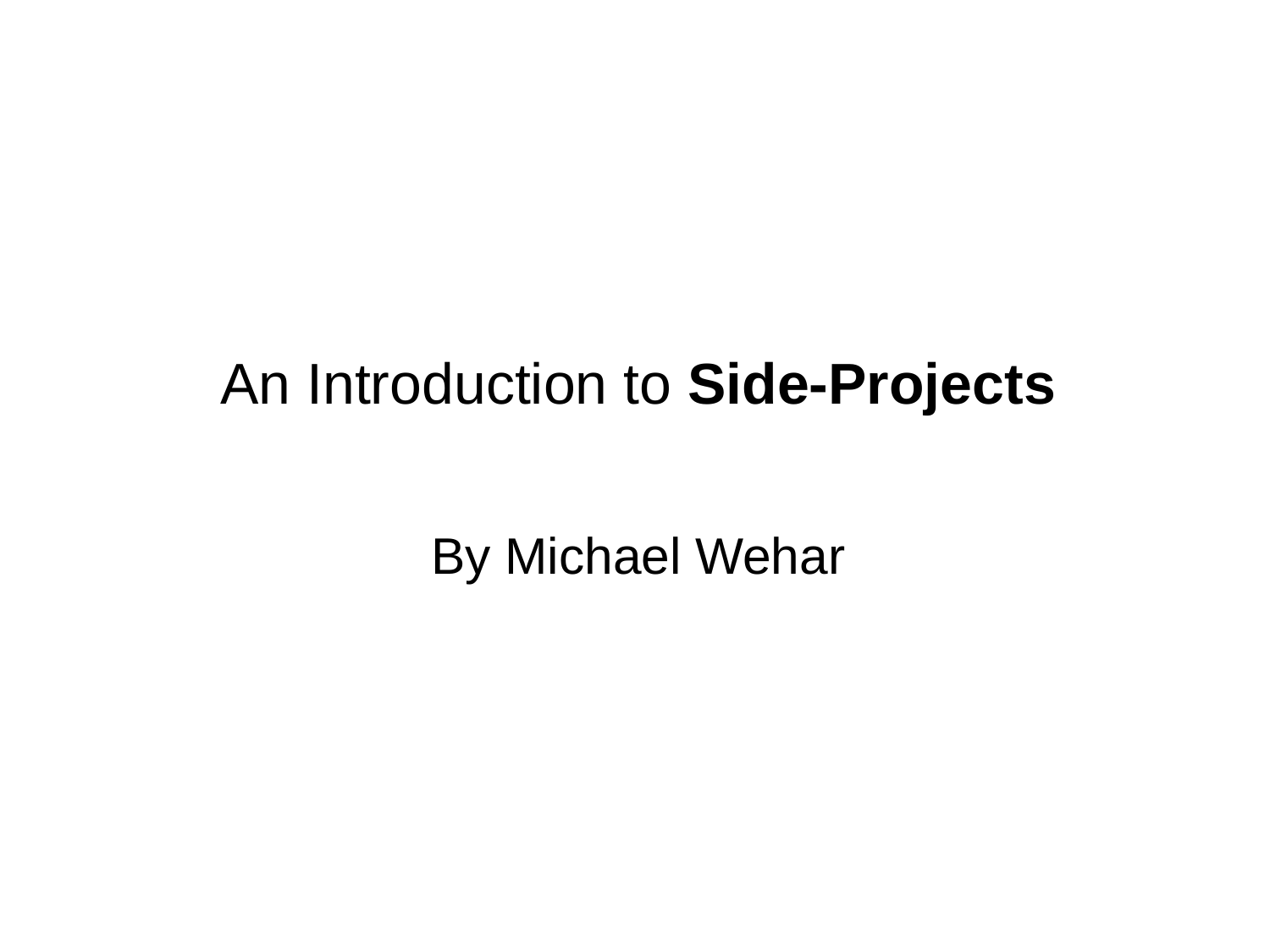# An Introduction to **Side-Projects**

By Michael Wehar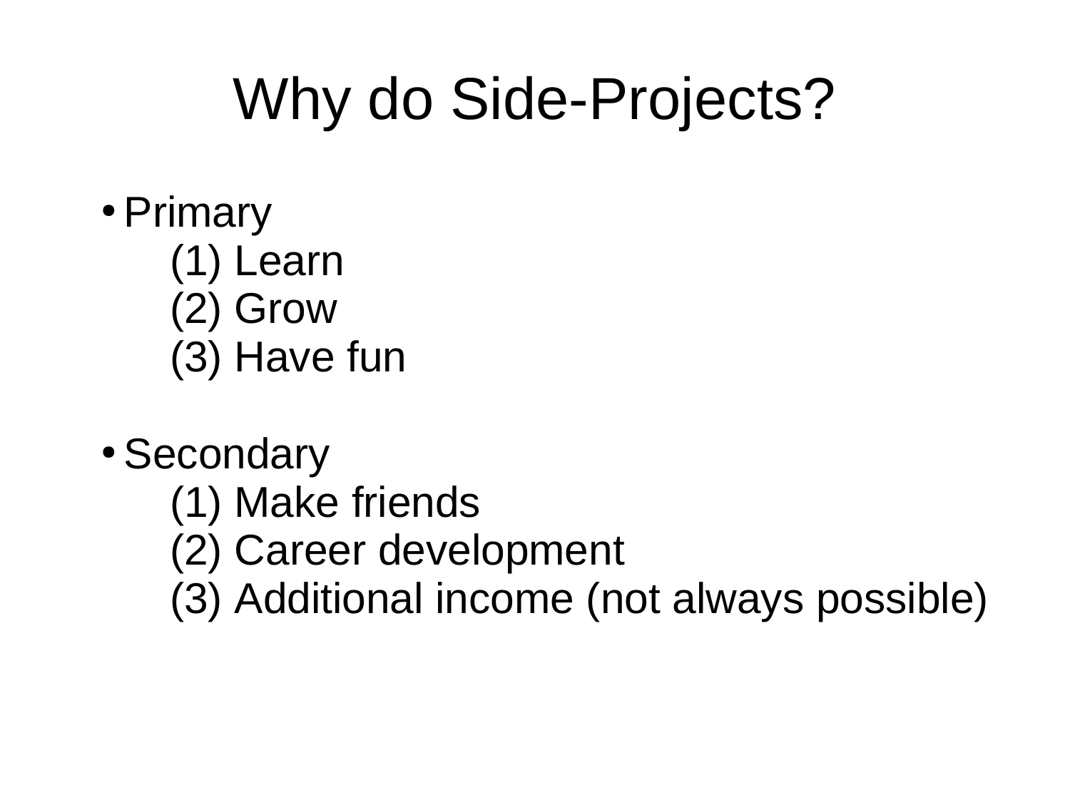# Why do Side-Projects?

- Primary
  - (1) Learn
  - (2) Grow
  - (3) Have fun
- Secondary
  - (1) Make friends
  - (2) Career development
  - (3) Additional income (not always possible)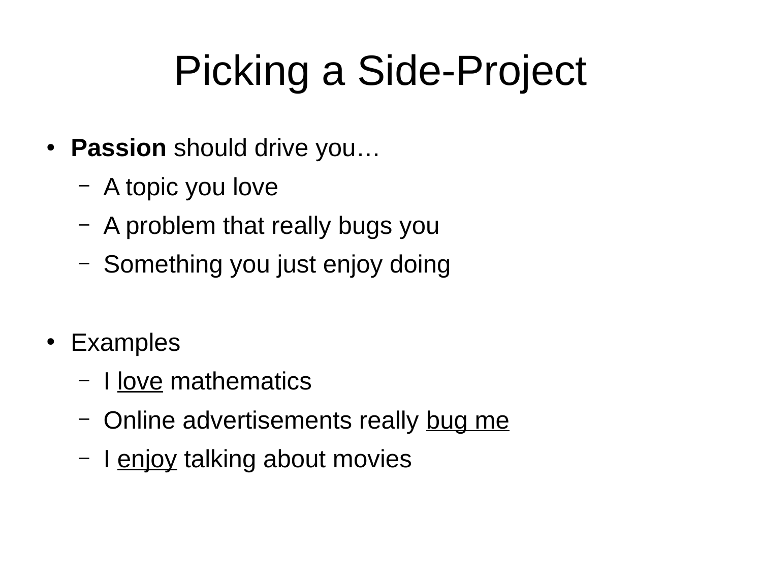# Picking a Side-Project

- **Passion** should drive you…
  - A topic you love
  - A problem that really bugs you
  - Something you just enjoy doing

- Examples
  - I <u>love</u> mathematics
  - Online advertisements really <u>bug me</u>
  - I <u>enjoy</u> talking about movies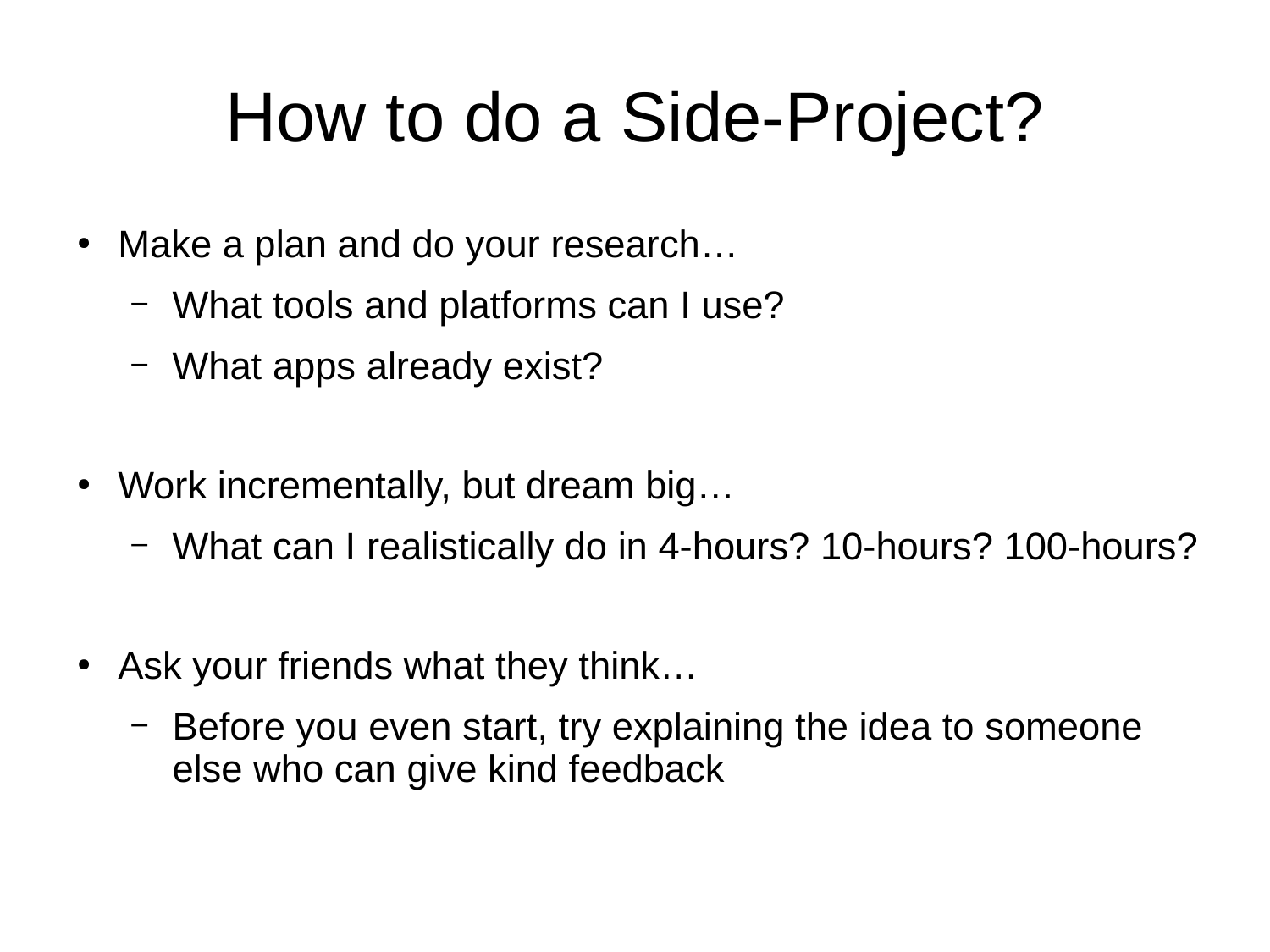# How to do a Side-Project?

- Make a plan and do your research…
  - What tools and platforms can I use?
  - What apps already exist?

- Work incrementally, but dream big…
  - What can I realistically do in 4-hours? 10-hours? 100-hours?

- Ask your friends what they think…
  - Before you even start, try explaining the idea to someone else who can give kind feedback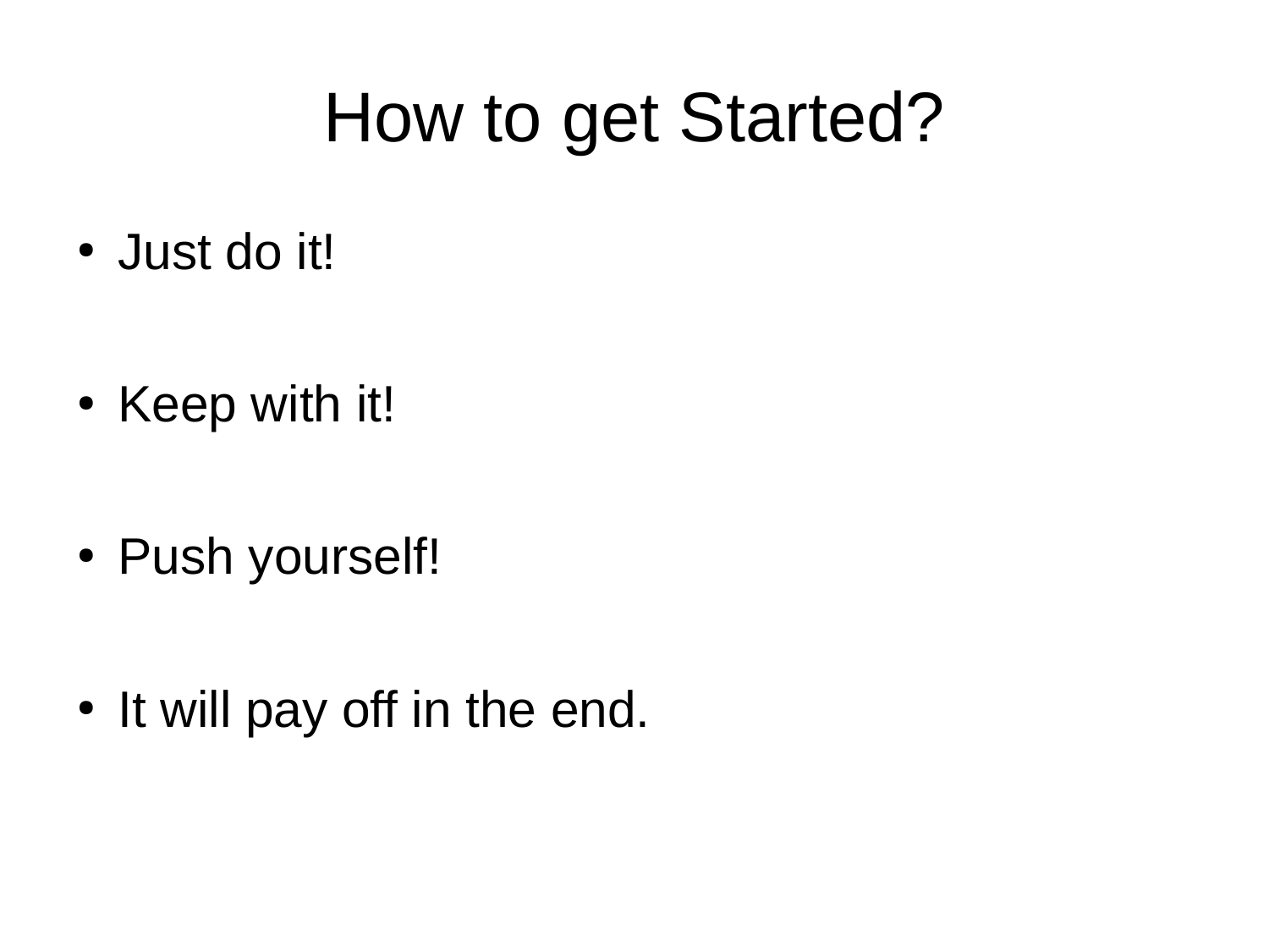# How to get Started?

- Just do it!
- Keep with it!
- Push yourself!
- It will pay off in the end.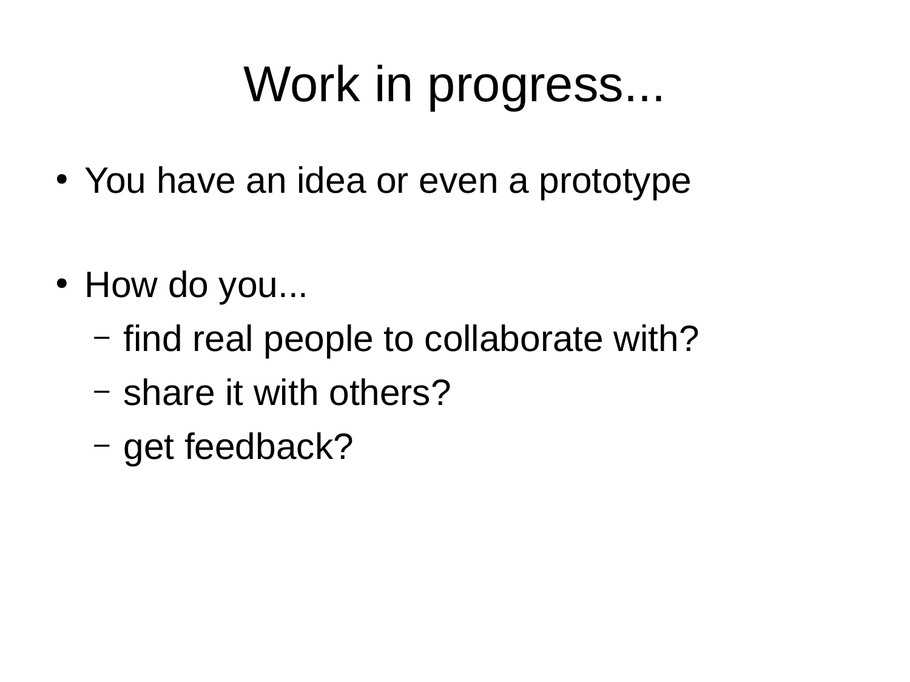# Work in progress...

- You have an idea or even a prototype
- How do you...
  - find real people to collaborate with?
  - share it with others?
  - get feedback?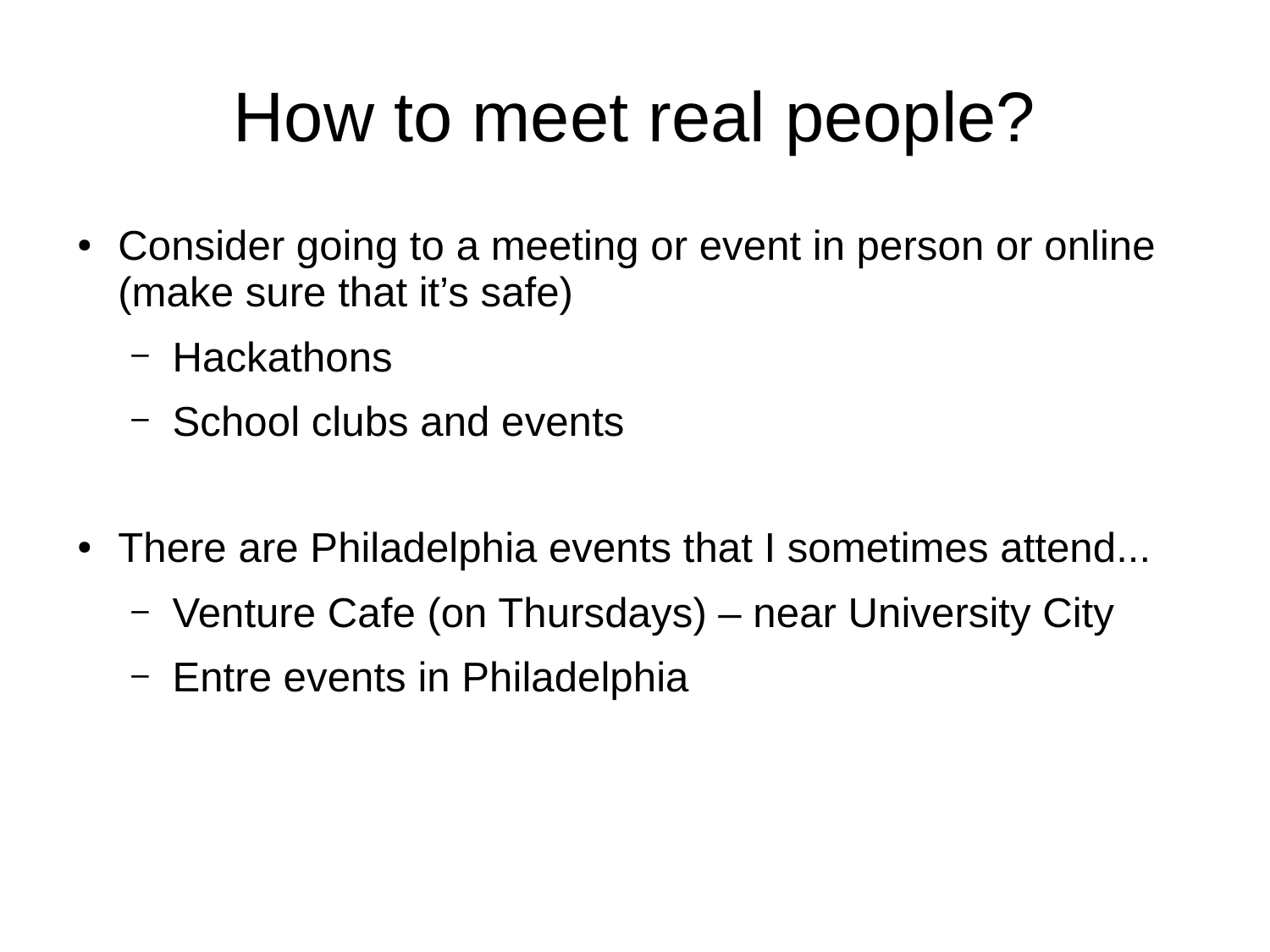# How to meet real people?

- Consider going to a meeting or event in person or online (make sure that it’s safe)
  - Hackathons
  - School clubs and events

- There are Philadelphia events that I sometimes attend...
  - Venture Cafe (on Thursdays) – near University City
  - Entre events in Philadelphia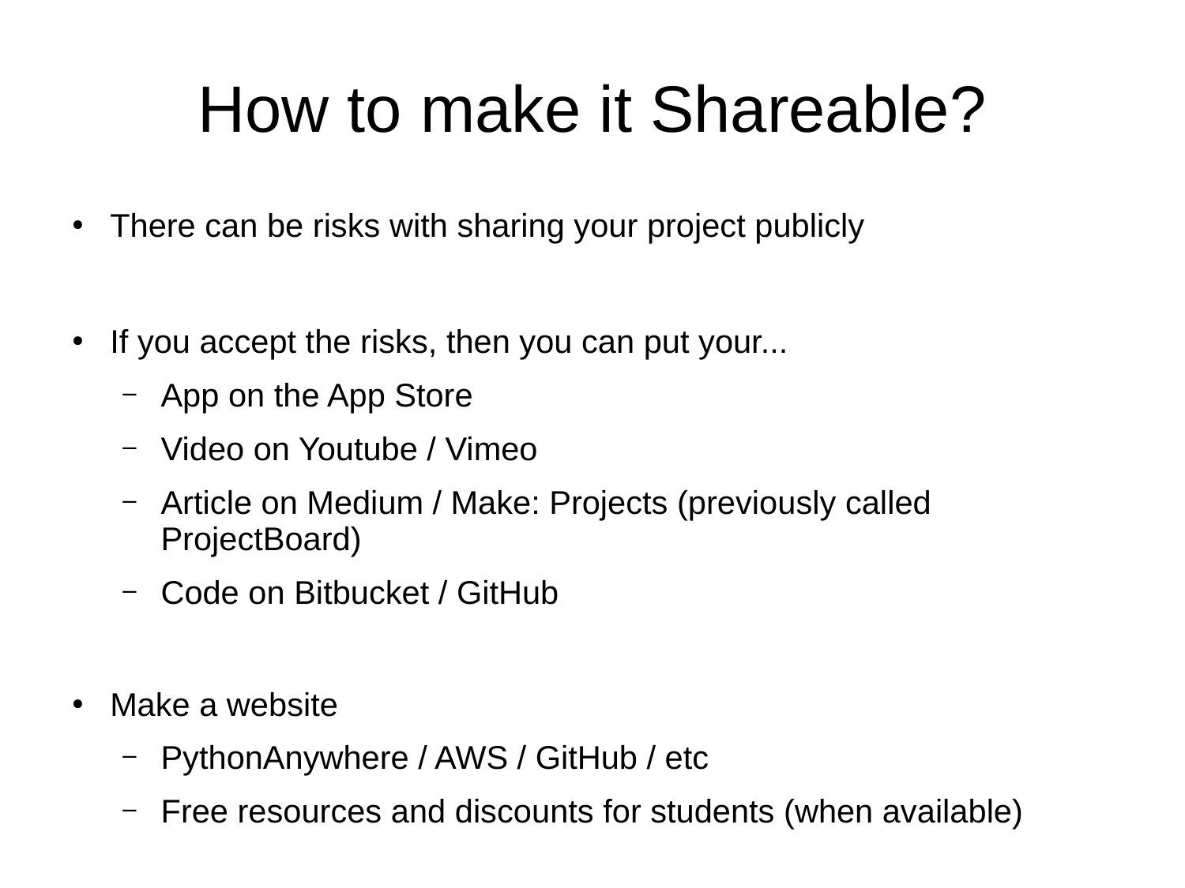# How to make it Shareable?

- There can be risks with sharing your project publicly

- If you accept the risks, then you can put your...
  - App on the App Store
  - Video on Youtube / Vimeo
  - Article on Medium / Make: Projects (previously called ProjectBoard)
  - Code on Bitbucket / GitHub

- Make a website
  - PythonAnywhere / AWS / GitHub / etc
  - Free resources and discounts for students (when available)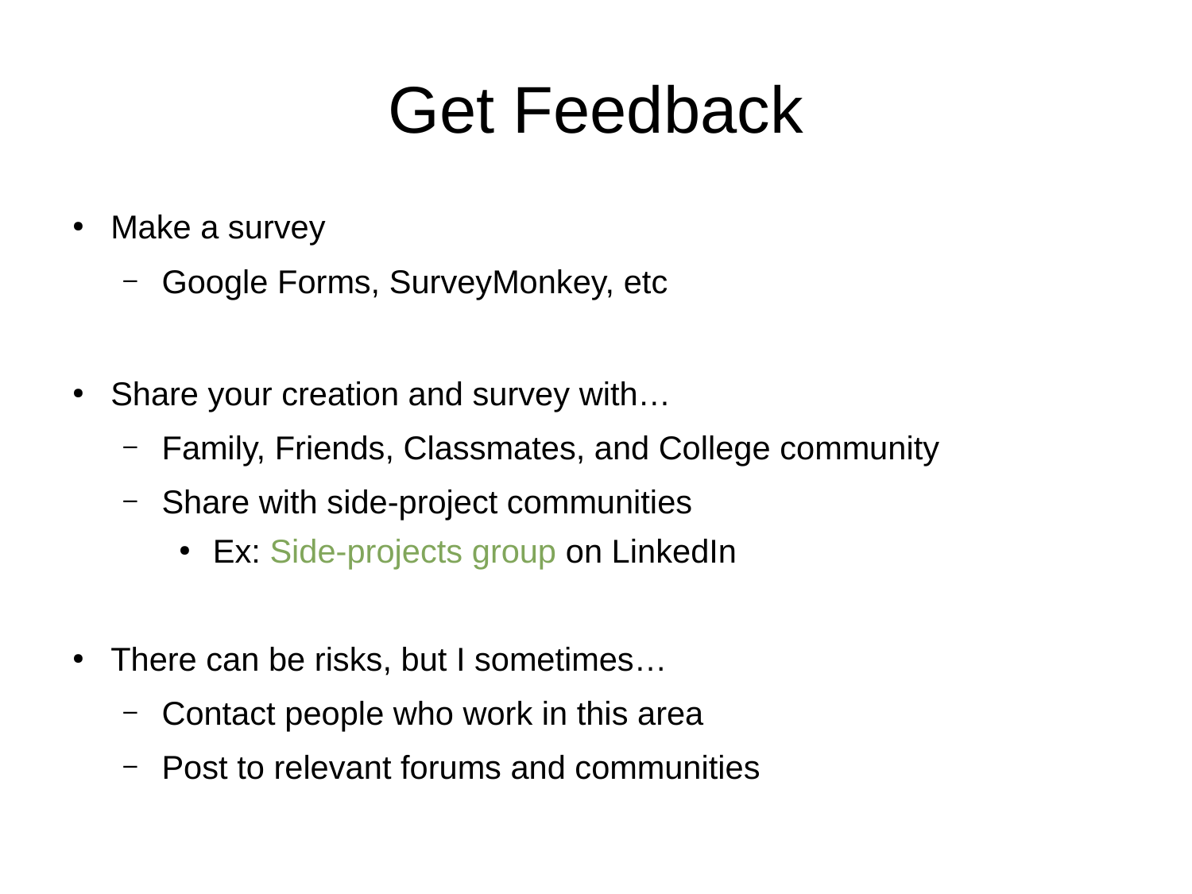# Get Feedback

- Make a survey
  - Google Forms, SurveyMonkey, etc

- Share your creation and survey with…
  - Family, Friends, Classmates, and College community
  - Share with side-project communities
    - Ex: Side-projects group on LinkedIn

- There can be risks, but I sometimes…
  - Contact people who work in this area
  - Post to relevant forums and communities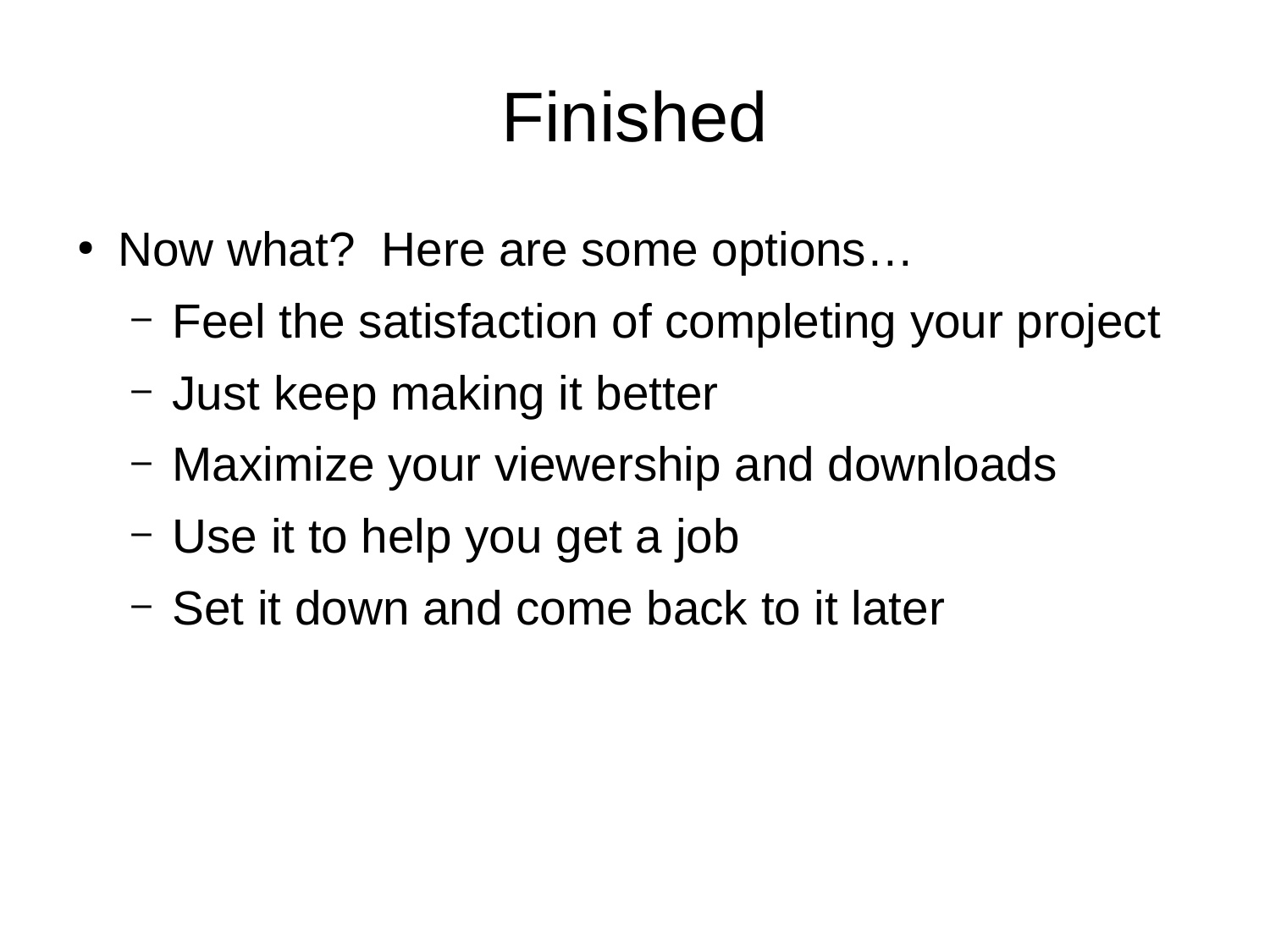# Finished

- Now what?  Here are some options…
  - Feel the satisfaction of completing your project
  - Just keep making it better
  - Maximize your viewership and downloads
  - Use it to help you get a job
  - Set it down and come back to it later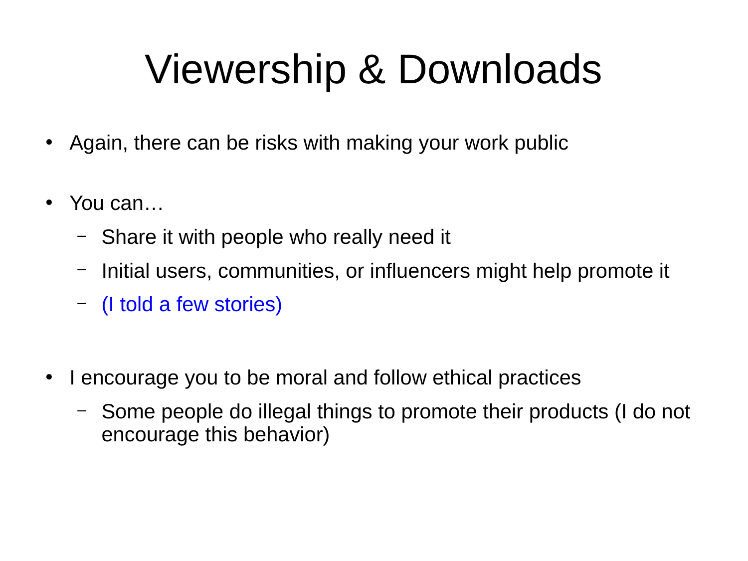# Viewership & Downloads

- Again, there can be risks with making your work public

- You can…
  - Share it with people who really need it
  - Initial users, communities, or influencers might help promote it
  - (I told a few stories)

- I encourage you to be moral and follow ethical practices
  - Some people do illegal things to promote their products (I do not encourage this behavior)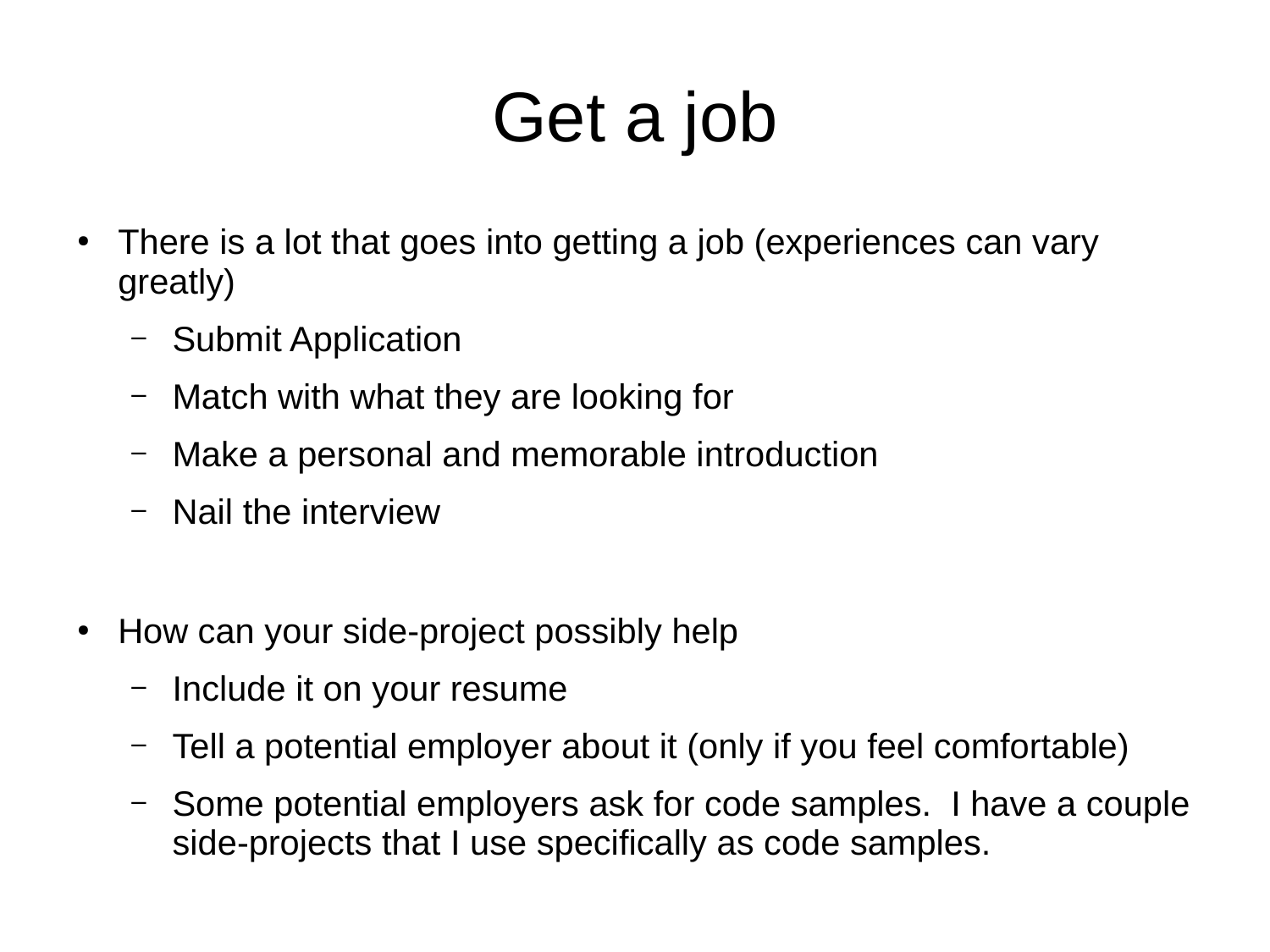# Get a job

- There is a lot that goes into getting a job (experiences can vary greatly)
  - Submit Application
  - Match with what they are looking for
  - Make a personal and memorable introduction
  - Nail the interview

- How can your side-project possibly help
  - Include it on your resume
  - Tell a potential employer about it (only if you feel comfortable)
  - Some potential employers ask for code samples. I have a couple side-projects that I use specifically as code samples.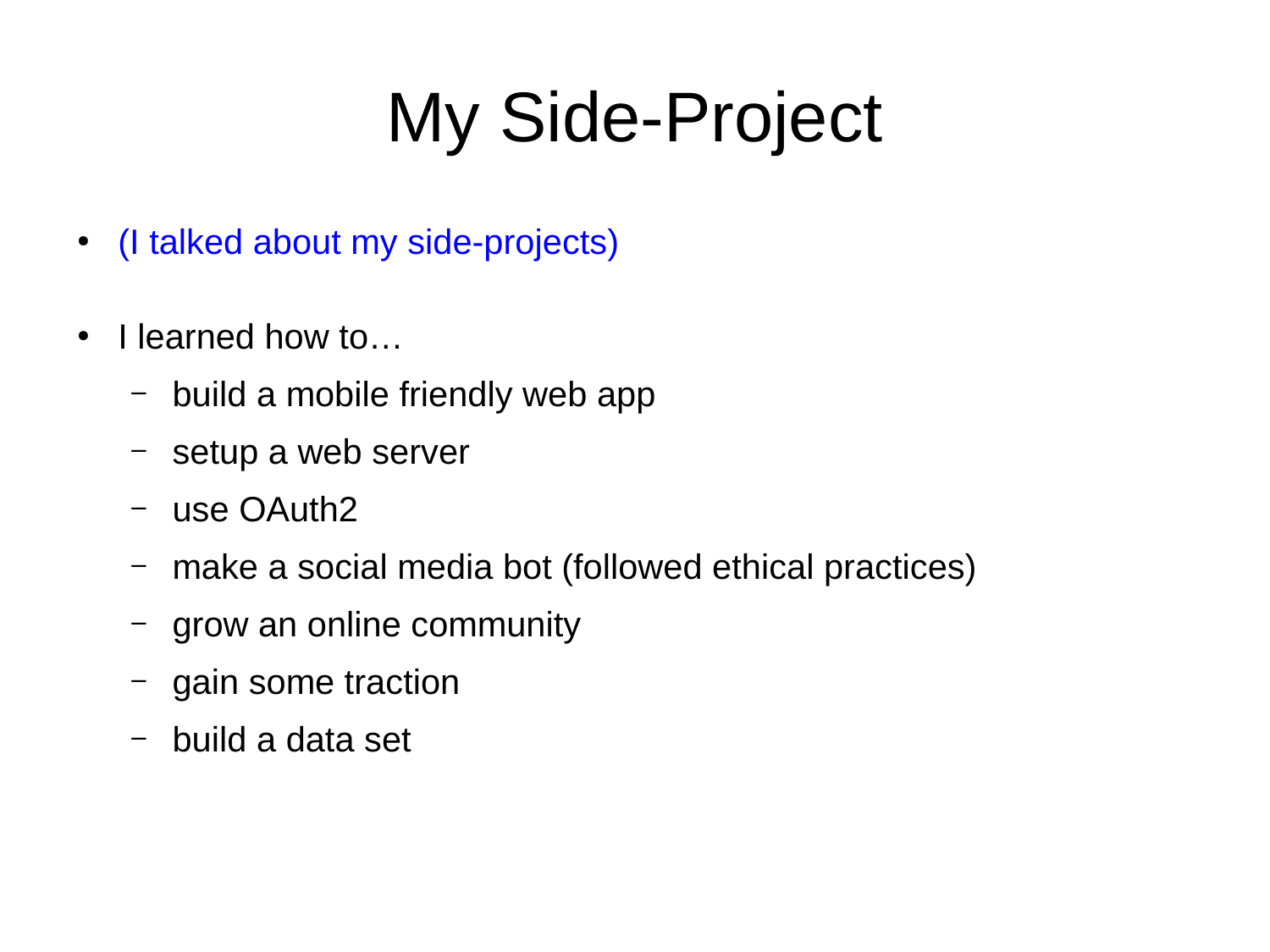# My Side-Project

- (I talked about my side-projects)
- I learned how to…
  - build a mobile friendly web app
  - setup a web server
  - use OAuth2
  - make a social media bot (followed ethical practices)
  - grow an online community
  - gain some traction
  - build a data set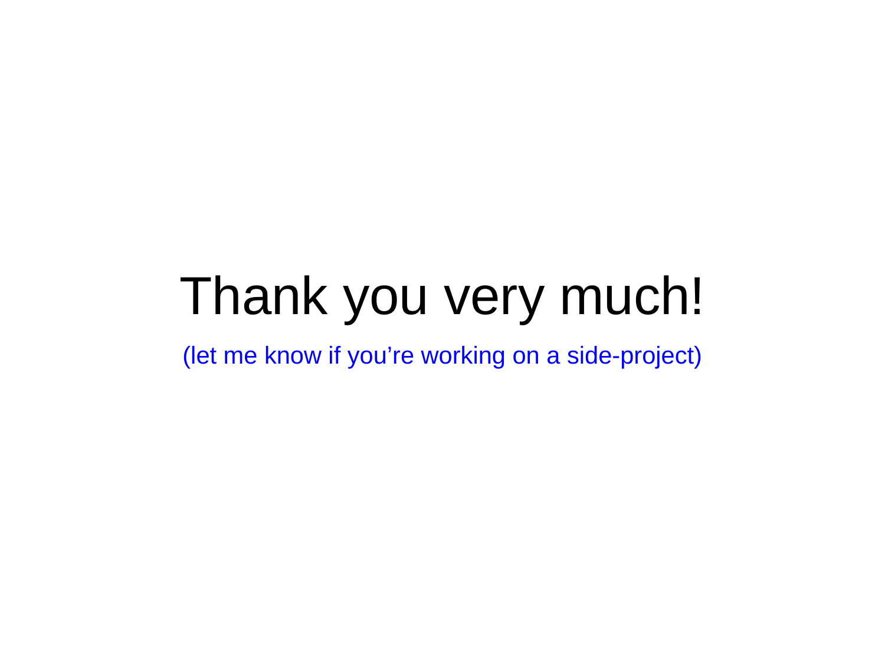# Thank you very much!

(let me know if you’re working on a side-project)